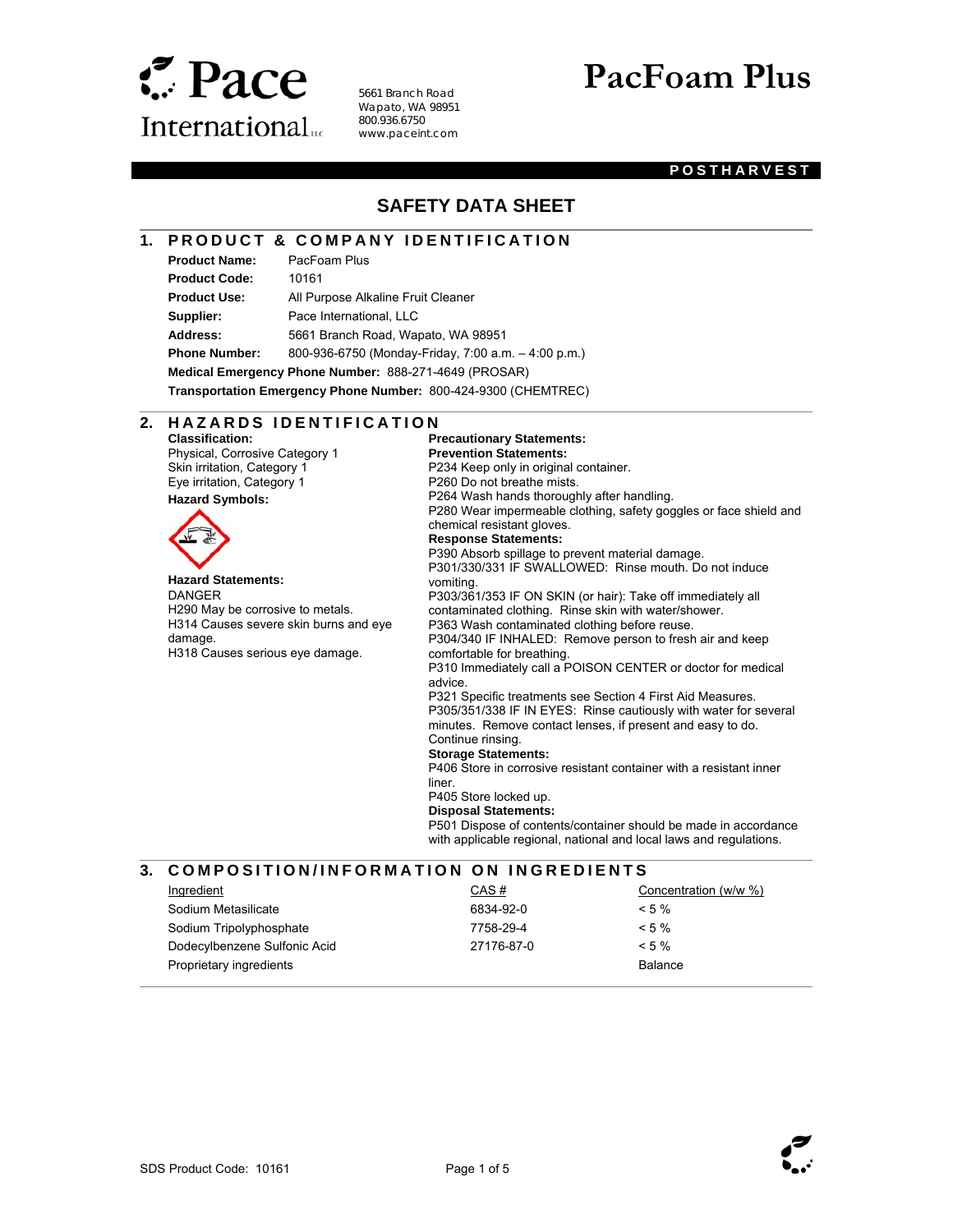# Pace International LLC

5661 Branch Road
Wapato, WA 98951
800.936.6750
www.paceint.com

# PacFoam Plus

**POSTHARVEST**

## SAFETY DATA SHEET

## 1. PRODUCT & COMPANY IDENTIFICATION

**Product Name:** PacFoam Plus
**Product Code:** 10161
**Product Use:** All Purpose Alkaline Fruit Cleaner
**Supplier:** Pace International, LLC
**Address:** 5661 Branch Road, Wapato, WA 98951
**Phone Number:** 800-936-6750 (Monday-Friday, 7:00 a.m. – 4:00 p.m.)
**Medical Emergency Phone Number:** 888-271-4649 (PROSAR)
**Transportation Emergency Phone Number:** 800-424-9300 (CHEMTREC)

## 2. HAZARDS IDENTIFICATION

**Classification:**
Physical, Corrosive Category 1
Skin irritation, Category 1
Eye irritation, Category 1

**Hazard Symbols:**

**Hazard Statements:**
DANGER
H290 May be corrosive to metals.
H314 Causes severe skin burns and eye damage.
H318 Causes serious eye damage.

**Precautionary Statements:**

**Prevention Statements:**
P234 Keep only in original container.
P260 Do not breathe mists.
P264 Wash hands thoroughly after handling.
P280 Wear impermeable clothing, safety goggles or face shield and chemical resistant gloves.

**Response Statements:**
P390 Absorb spillage to prevent material damage.
P301/330/331 IF SWALLOWED: Rinse mouth. Do not induce vomiting.
P303/361/353 IF ON SKIN (or hair): Take off immediately all contaminated clothing. Rinse skin with water/shower.
P363 Wash contaminated clothing before reuse.
P304/340 IF INHALED: Remove person to fresh air and keep comfortable for breathing.
P310 Immediately call a POISON CENTER or doctor for medical advice.
P321 Specific treatments see Section 4 First Aid Measures.
P305/351/338 IF IN EYES: Rinse cautiously with water for several minutes. Remove contact lenses, if present and easy to do. Continue rinsing.

**Storage Statements:**
P406 Store in corrosive resistant container with a resistant inner liner.
P405 Store locked up.

**Disposal Statements:**
P501 Dispose of contents/container should be made in accordance with applicable regional, national and local laws and regulations.

## 3. COMPOSITION/INFORMATION ON INGREDIENTS

| Ingredient | CAS # | Concentration (w/w %) |
|---|---|---|
| Sodium Metasilicate | 6834-92-0 | < 5 % |
| Sodium Tripolyphosphate | 7758-29-4 | < 5 % |
| Dodecylbenzene Sulfonic Acid | 27176-87-0 | < 5 % |
| Proprietary ingredients | | Balance |

SDS Product Code: 10161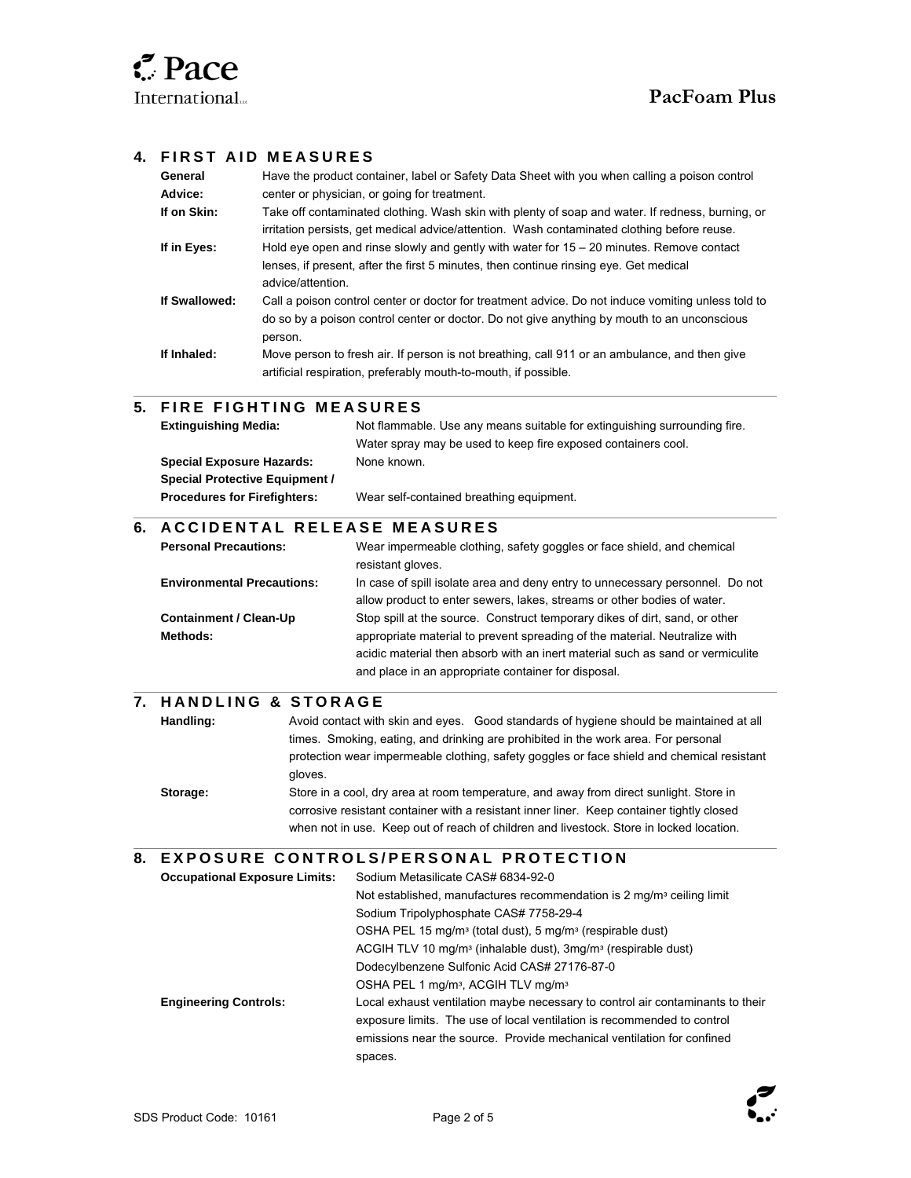## 4. FIRST AID MEASURES

| | |
|---|---|
| **General Advice:** | Have the product container, label or Safety Data Sheet with you when calling a poison control center or physician, or going for treatment. |
| **If on Skin:** | Take off contaminated clothing. Wash skin with plenty of soap and water. If redness, burning, or irritation persists, get medical advice/attention. Wash contaminated clothing before reuse. |
| **If in Eyes:** | Hold eye open and rinse slowly and gently with water for 15 – 20 minutes. Remove contact lenses, if present, after the first 5 minutes, then continue rinsing eye. Get medical advice/attention. |
| **If Swallowed:** | Call a poison control center or doctor for treatment advice. Do not induce vomiting unless told to do so by a poison control center or doctor. Do not give anything by mouth to an unconscious person. |
| **If Inhaled:** | Move person to fresh air. If person is not breathing, call 911 or an ambulance, and then give artificial respiration, preferably mouth-to-mouth, if possible. |

## 5. FIRE FIGHTING MEASURES

| | |
|---|---|
| **Extinguishing Media:** | Not flammable. Use any means suitable for extinguishing surrounding fire. Water spray may be used to keep fire exposed containers cool. |
| **Special Exposure Hazards:** | None known. |
| **Special Protective Equipment / Procedures for Firefighters:** | Wear self-contained breathing equipment. |

## 6. ACCIDENTAL RELEASE MEASURES

| | |
|---|---|
| **Personal Precautions:** | Wear impermeable clothing, safety goggles or face shield, and chemical resistant gloves. |
| **Environmental Precautions:** | In case of spill isolate area and deny entry to unnecessary personnel. Do not allow product to enter sewers, lakes, streams or other bodies of water. |
| **Containment / Clean-Up Methods:** | Stop spill at the source. Construct temporary dikes of dirt, sand, or other appropriate material to prevent spreading of the material. Neutralize with acidic material then absorb with an inert material such as sand or vermiculite and place in an appropriate container for disposal. |

## 7. HANDLING & STORAGE

| | |
|---|---|
| **Handling:** | Avoid contact with skin and eyes. Good standards of hygiene should be maintained at all times. Smoking, eating, and drinking are prohibited in the work area. For personal protection wear impermeable clothing, safety goggles or face shield and chemical resistant gloves. |
| **Storage:** | Store in a cool, dry area at room temperature, and away from direct sunlight. Store in corrosive resistant container with a resistant inner liner. Keep container tightly closed when not in use. Keep out of reach of children and livestock. Store in locked location. |

## 8. EXPOSURE CONTROLS/PERSONAL PROTECTION

| | |
|---|---|
| **Occupational Exposure Limits:** | Sodium Metasilicate CAS# 6834-92-0<br>Not established, manufactures recommendation is 2 mg/m$^3$ ceiling limit<br>Sodium Tripolyphosphate CAS# 7758-29-4<br>OSHA PEL 15 mg/m$^3$ (total dust), 5 mg/m$^3$ (respirable dust)<br>ACGIH TLV 10 mg/m$^3$ (inhalable dust), 3mg/m$^3$ (respirable dust)<br>Dodecylbenzene Sulfonic Acid CAS# 27176-87-0<br>OSHA PEL 1 mg/m$^3$, ACGIH TLV mg/m$^3$ |
| **Engineering Controls:** | Local exhaust ventilation maybe necessary to control air contaminants to their exposure limits. The use of local ventilation is recommended to control emissions near the source. Provide mechanical ventilation for confined spaces. |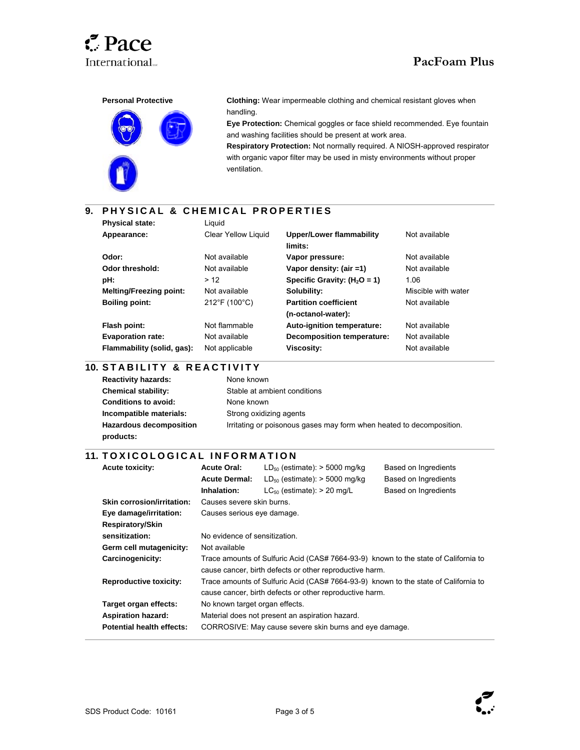**Personal Protective**

**Clothing:** Wear impermeable clothing and chemical resistant gloves when handling.
**Eye Protection:** Chemical goggles or face shield recommended. Eye fountain and washing facilities should be present at work area.
**Respiratory Protection:** Not normally required. A NIOSH-approved respirator with organic vapor filter may be used in misty environments without proper ventilation.

## 9. PHYSICAL & CHEMICAL PROPERTIES

| | | | |
|---|---|---|---|
| **Physical state:** | Liquid | | |
| **Appearance:** | Clear Yellow Liquid | **Upper/Lower flammability limits:** | Not available |
| **Odor:** | Not available | **Vapor pressure:** | Not available |
| **Odor threshold:** | Not available | **Vapor density: (air =1)** | Not available |
| **pH:** | > 12 | **Specific Gravity: ($H_2O$ = 1)** | 1.06 |
| **Melting/Freezing point:** | Not available | **Solubility:** | Miscible with water |
| **Boiling point:** | 212°F (100°C) | **Partition coefficient (n-octanol-water):** | Not available |
| **Flash point:** | Not flammable | **Auto-ignition temperature:** | Not available |
| **Evaporation rate:** | Not available | **Decomposition temperature:** | Not available |
| **Flammability (solid, gas):** | Not applicable | **Viscosity:** | Not available |

## 10. STABILITY & REACTIVITY

| | |
|---|---|
| **Reactivity hazards:** | None known |
| **Chemical stability:** | Stable at ambient conditions |
| **Conditions to avoid:** | None known |
| **Incompatible materials:** | Strong oxidizing agents |
| **Hazardous decomposition products:** | Irritating or poisonous gases may form when heated to decomposition. |

## 11. TOXICOLOGICAL INFORMATION

| | | | |
|---|---|---|---|
| **Acute toxicity:** | **Acute Oral:** | $LD_{50}$ (estimate): > 5000 mg/kg | Based on Ingredients |
| | **Acute Dermal:** | $LD_{50}$ (estimate): > 5000 mg/kg | Based on Ingredients |
| | **Inhalation:** | $LC_{50}$ (estimate): > 20 mg/L | Based on Ingredients |

**Skin corrosion/irritation:** Causes severe skin burns.

**Eye damage/irritation:** Causes serious eye damage.

**Respiratory/Skin sensitization:** No evidence of sensitization.

**Germ cell mutagenicity:** Not available

**Carcinogenicity:** Trace amounts of Sulfuric Acid (CAS# 7664-93-9) known to the state of California to cause cancer, birth defects or other reproductive harm.

**Reproductive toxicity:** Trace amounts of Sulfuric Acid (CAS# 7664-93-9) known to the state of California to cause cancer, birth defects or other reproductive harm.

**Target organ effects:** No known target organ effects.

**Aspiration hazard:** Material does not present an aspiration hazard.

**Potential health effects:** CORROSIVE: May cause severe skin burns and eye damage.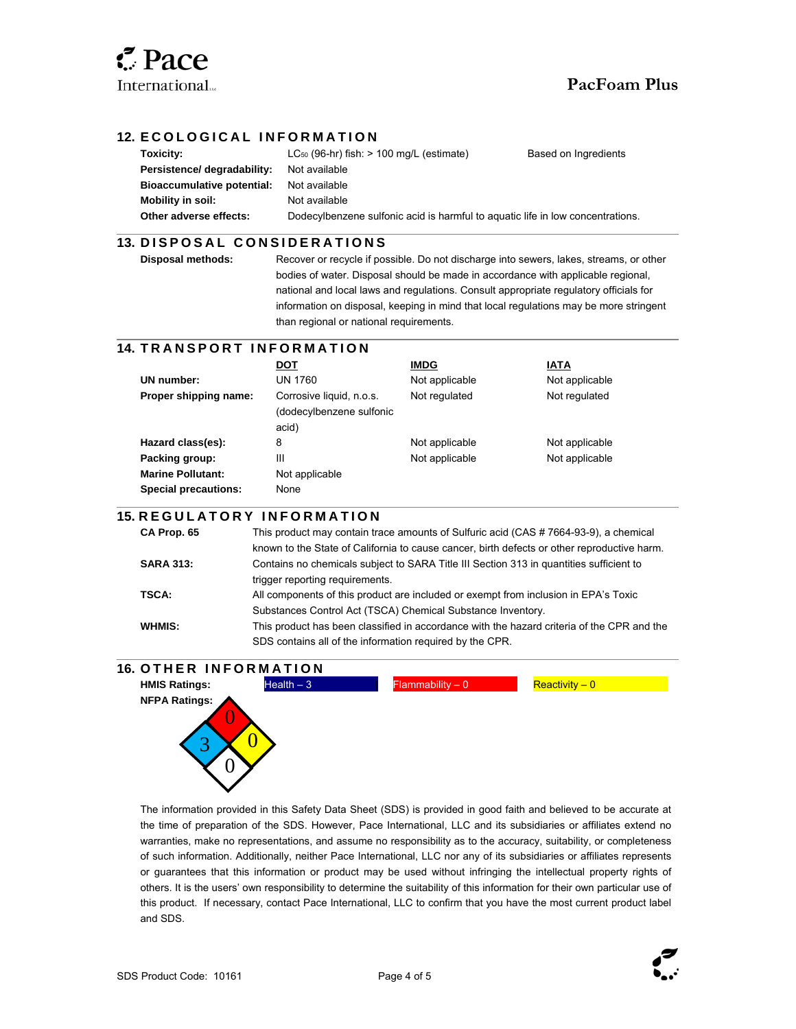## 12. ECOLOGICAL INFORMATION

| | | |
|---|---|---|
| **Toxicity:** | $LC_{50}$ (96-hr) fish: > 100 mg/L (estimate) | Based on Ingredients |
| **Persistence/ degradability:** | Not available | |
| **Bioaccumulative potential:** | Not available | |
| **Mobility in soil:** | Not available | |
| **Other adverse effects:** | Dodecylbenzene sulfonic acid is harmful to aquatic life in low concentrations. | |

## 13. DISPOSAL CONSIDERATIONS

**Disposal methods:** Recover or recycle if possible. Do not discharge into sewers, lakes, streams, or other bodies of water. Disposal should be made in accordance with applicable regional, national and local laws and regulations. Consult appropriate regulatory officials for information on disposal, keeping in mind that local regulations may be more stringent than regional or national requirements.

## 14. TRANSPORT INFORMATION

| | DOT | IMDG | IATA |
|---|---|---|---|
| **UN number:** | UN 1760 | Not applicable | Not applicable |
| **Proper shipping name:** | Corrosive liquid, n.o.s. (dodecylbenzene sulfonic acid) | Not regulated | Not regulated |
| **Hazard class(es):** | 8 | Not applicable | Not applicable |
| **Packing group:** | III | Not applicable | Not applicable |
| **Marine Pollutant:** | Not applicable | | |
| **Special precautions:** | None | | |

## 15. REGULATORY INFORMATION

**CA Prop. 65** This product may contain trace amounts of Sulfuric acid (CAS # 7664-93-9), a chemical known to the State of California to cause cancer, birth defects or other reproductive harm.

**SARA 313:** Contains no chemicals subject to SARA Title III Section 313 in quantities sufficient to trigger reporting requirements.

**TSCA:** All components of this product are included or exempt from inclusion in EPA's Toxic Substances Control Act (TSCA) Chemical Substance Inventory.

**WHMIS:** This product has been classified in accordance with the hazard criteria of the CPR and the SDS contains all of the information required by the CPR.

## 16. OTHER INFORMATION

**HMIS Ratings:** Health – 3 | Flammability – 0 | Reactivity – 0

**NFPA Ratings:** Health – 3, Flammability – 0, Reactivity – 0, Special – 0

The information provided in this Safety Data Sheet (SDS) is provided in good faith and believed to be accurate at the time of preparation of the SDS. However, Pace International, LLC and its subsidiaries or affiliates extend no warranties, make no representations, and assume no responsibility as to the accuracy, suitability, or completeness of such information. Additionally, neither Pace International, LLC nor any of its subsidiaries or affiliates represents or guarantees that this information or product may be used without infringing the intellectual property rights of others. It is the users' own responsibility to determine the suitability of this information for their own particular use of this product. If necessary, contact Pace International, LLC to confirm that you have the most current product label and SDS.

SDS Product Code: 10161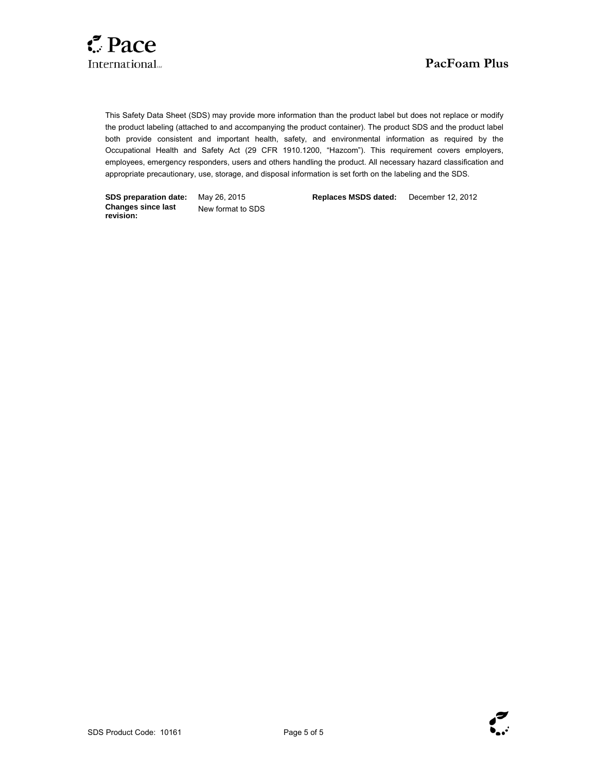This Safety Data Sheet (SDS) may provide more information than the product label but does not replace or modify the product labeling (attached to and accompanying the product container). The product SDS and the product label both provide consistent and important health, safety, and environmental information as required by the Occupational Health and Safety Act (29 CFR 1910.1200, "Hazcom"). This requirement covers employers, employees, emergency responders, users and others handling the product. All necessary hazard classification and appropriate precautionary, use, storage, and disposal information is set forth on the labeling and the SDS.

| | | | |
|---|---|---|---|
| **SDS preparation date:** | May 26, 2015 | **Replaces MSDS dated:** | December 12, 2012 |
| **Changes since last revision:** | New format to SDS | | |